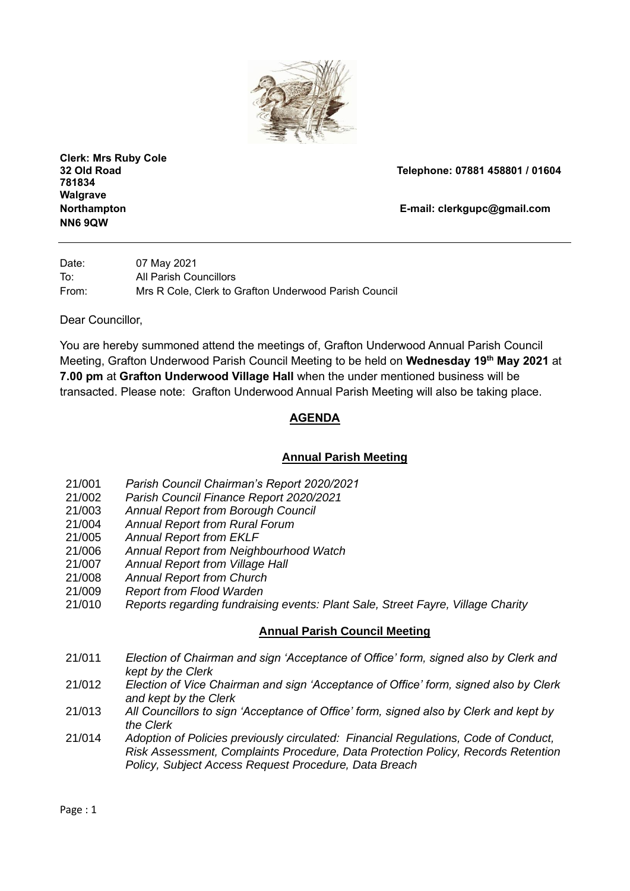**Clerk: Mrs Ruby Cole**
**32 Old Road**
**Walgrave**
**Northampton**
**NN6 9QW**

**Telephone: 07881 458801 / 01604 781834**

**E-mail: clerkgupc@gmail.com**

---

Date: 07 May 2021
To: All Parish Councillors
From: Mrs R Cole, Clerk to Grafton Underwood Parish Council

Dear Councillor,

You are hereby summoned attend the meetings of, Grafton Underwood Annual Parish Council Meeting, Grafton Underwood Parish Council Meeting to be held on **Wednesday 19th May 2021** at **7.00 pm** at **Grafton Underwood Village Hall** when the under mentioned business will be transacted. Please note: Grafton Underwood Annual Parish Meeting will also be taking place.

## AGENDA

### Annual Parish Meeting

21/001 *Parish Council Chairman's Report 2020/2021*
21/002 *Parish Council Finance Report 2020/2021*
21/003 *Annual Report from Borough Council*
21/004 *Annual Report from Rural Forum*
21/005 *Annual Report from EKLF*
21/006 *Annual Report from Neighbourhood Watch*
21/007 *Annual Report from Village Hall*
21/008 *Annual Report from Church*
21/009 *Report from Flood Warden*
21/010 *Reports regarding fundraising events: Plant Sale, Street Fayre, Village Charity*

### Annual Parish Council Meeting

21/011 *Election of Chairman and sign 'Acceptance of Office' form, signed also by Clerk and kept by the Clerk*
21/012 *Election of Vice Chairman and sign 'Acceptance of Office' form, signed also by Clerk and kept by the Clerk*
21/013 *All Councillors to sign 'Acceptance of Office' form, signed also by Clerk and kept by the Clerk*
21/014 *Adoption of Policies previously circulated: Financial Regulations, Code of Conduct, Risk Assessment, Complaints Procedure, Data Protection Policy, Records Retention Policy, Subject Access Request Procedure, Data Breach*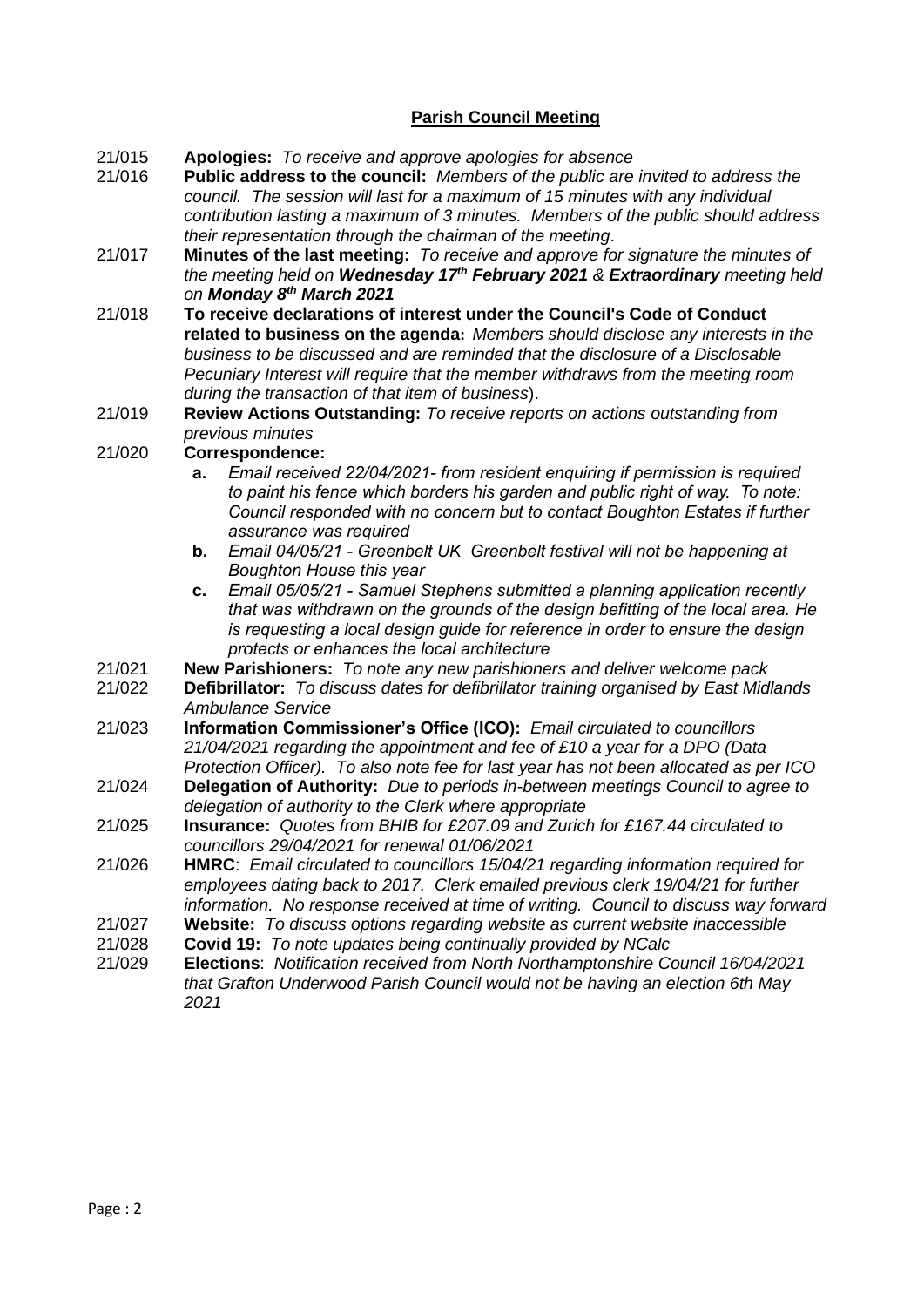## Parish Council Meeting

21/015 **Apologies:** *To receive and approve apologies for absence*

21/016 **Public address to the council:** *Members of the public are invited to address the council. The session will last for a maximum of 15 minutes with any individual contribution lasting a maximum of 3 minutes. Members of the public should address their representation through the chairman of the meeting*.

21/017 **Minutes of the last meeting:** *To receive and approve for signature the minutes of the meeting held on* ***Wednesday 17th February 2021*** *&* ***Extraordinary*** *meeting held on* ***Monday 8th March 2021***

21/018 **To receive declarations of interest under the Council's Code of Conduct related to business on the agenda:** *Members should disclose any interests in the business to be discussed and are reminded that the disclosure of a Disclosable Pecuniary Interest will require that the member withdraws from the meeting room during the transaction of that item of business*).

21/019 **Review Actions Outstanding:** *To receive reports on actions outstanding from previous minutes*

21/020 **Correspondence:**

- **a.** *Email received 22/04/2021- from resident enquiring if permission is required to paint his fence which borders his garden and public right of way. To note: Council responded with no concern but to contact Boughton Estates if further assurance was required*
- **b.** *Email 04/05/21 - Greenbelt UK Greenbelt festival will not be happening at Boughton House this year*
- **c.** *Email 05/05/21 - Samuel Stephens submitted a planning application recently that was withdrawn on the grounds of the design befitting of the local area. He is requesting a local design guide for reference in order to ensure the design protects or enhances the local architecture*

21/021 **New Parishioners:** *To note any new parishioners and deliver welcome pack*

21/022 **Defibrillator:** *To discuss dates for defibrillator training organised by East Midlands Ambulance Service*

21/023 **Information Commissioner's Office (ICO):** *Email circulated to councillors 21/04/2021 regarding the appointment and fee of £10 a year for a DPO (Data Protection Officer). To also note fee for last year has not been allocated as per ICO*

21/024 **Delegation of Authority:** *Due to periods in-between meetings Council to agree to delegation of authority to the Clerk where appropriate*

21/025 **Insurance:** *Quotes from BHIB for £207.09 and Zurich for £167.44 circulated to councillors 29/04/2021 for renewal 01/06/2021*

21/026 **HMRC**: *Email circulated to councillors 15/04/21 regarding information required for employees dating back to 2017. Clerk emailed previous clerk 19/04/21 for further information. No response received at time of writing. Council to discuss way forward*

21/027 **Website:** *To discuss options regarding website as current website inaccessible*

21/028 **Covid 19:** *To note updates being continually provided by NCalc*

21/029 **Elections**: *Notification received from North Northamptonshire Council 16/04/2021 that Grafton Underwood Parish Council would not be having an election 6th May 2021*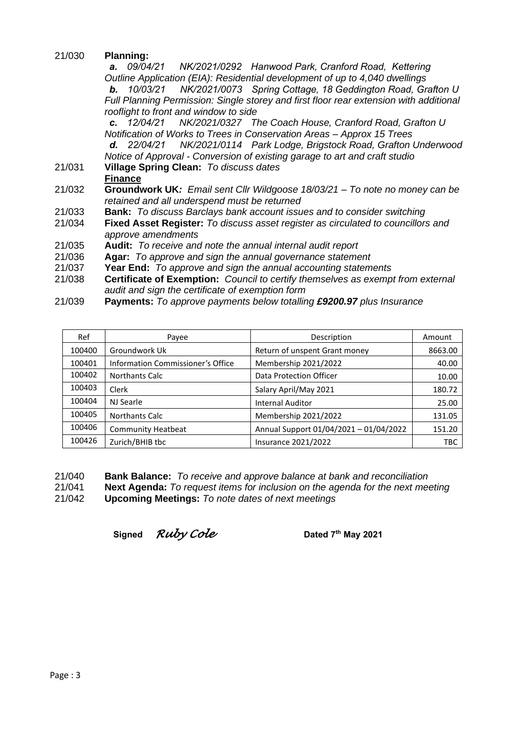21/030 **Planning:**

***a.*** *09/04/21 NK/2021/0292 Hanwood Park, Cranford Road, Kettering*
*Outline Application (EIA): Residential development of up to 4,040 dwellings*

***b.*** *10/03/21 NK/2021/0073 Spring Cottage, 18 Geddington Road, Grafton U*
*Full Planning Permission: Single storey and first floor rear extension with additional rooflight to front and window to side*

***c.*** *12/04/21 NK/2021/0327 The Coach House, Cranford Road, Grafton U*
*Notification of Works to Trees in Conservation Areas – Approx 15 Trees*

***d.*** *22/04/21 NK/2021/0114 Park Lodge, Brigstock Road, Grafton Underwood*
*Notice of Approval - Conversion of existing garage to art and craft studio*

21/031 **Village Spring Clean:** *To discuss dates*

**Finance**

21/032 **Groundwork UK***: Email sent Cllr Wildgoose 18/03/21 – To note no money can be retained and all underspend must be returned*

21/033 **Bank:** *To discuss Barclays bank account issues and to consider switching*

21/034 **Fixed Asset Register:** *To discuss asset register as circulated to councillors and approve amendments*

21/035 **Audit:** *To receive and note the annual internal audit report*

21/036 **Agar:** *To approve and sign the annual governance statement*

21/037 **Year End:** *To approve and sign the annual accounting statements*

21/038 **Certificate of Exemption:** *Council to certify themselves as exempt from external audit and sign the certificate of exemption form*

21/039 **Payments:** *To approve payments below totalling **£9200.97** plus Insurance*

| Ref | Payee | Description | Amount |
|---|---|---|---|
| 100400 | Groundwork Uk | Return of unspent Grant money | 8663.00 |
| 100401 | Information Commissioner's Office | Membership 2021/2022 | 40.00 |
| 100402 | Northants Calc | Data Protection Officer | 10.00 |
| 100403 | Clerk | Salary April/May 2021 | 180.72 |
| 100404 | NJ Searle | Internal Auditor | 25.00 |
| 100405 | Northants Calc | Membership 2021/2022 | 131.05 |
| 100406 | Community Heatbeat | Annual Support 01/04/2021 – 01/04/2022 | 151.20 |
| 100426 | Zurich/BHIB tbc | Insurance 2021/2022 | TBC |

21/040 **Bank Balance:** *To receive and approve balance at bank and reconciliation*

21/041 **Next Agenda:** *To request items for inclusion on the agenda for the next meeting*

21/042 **Upcoming Meetings:** *To note dates of next meetings*

**Signed** *Ruby Cole* **Dated 7th May 2021**